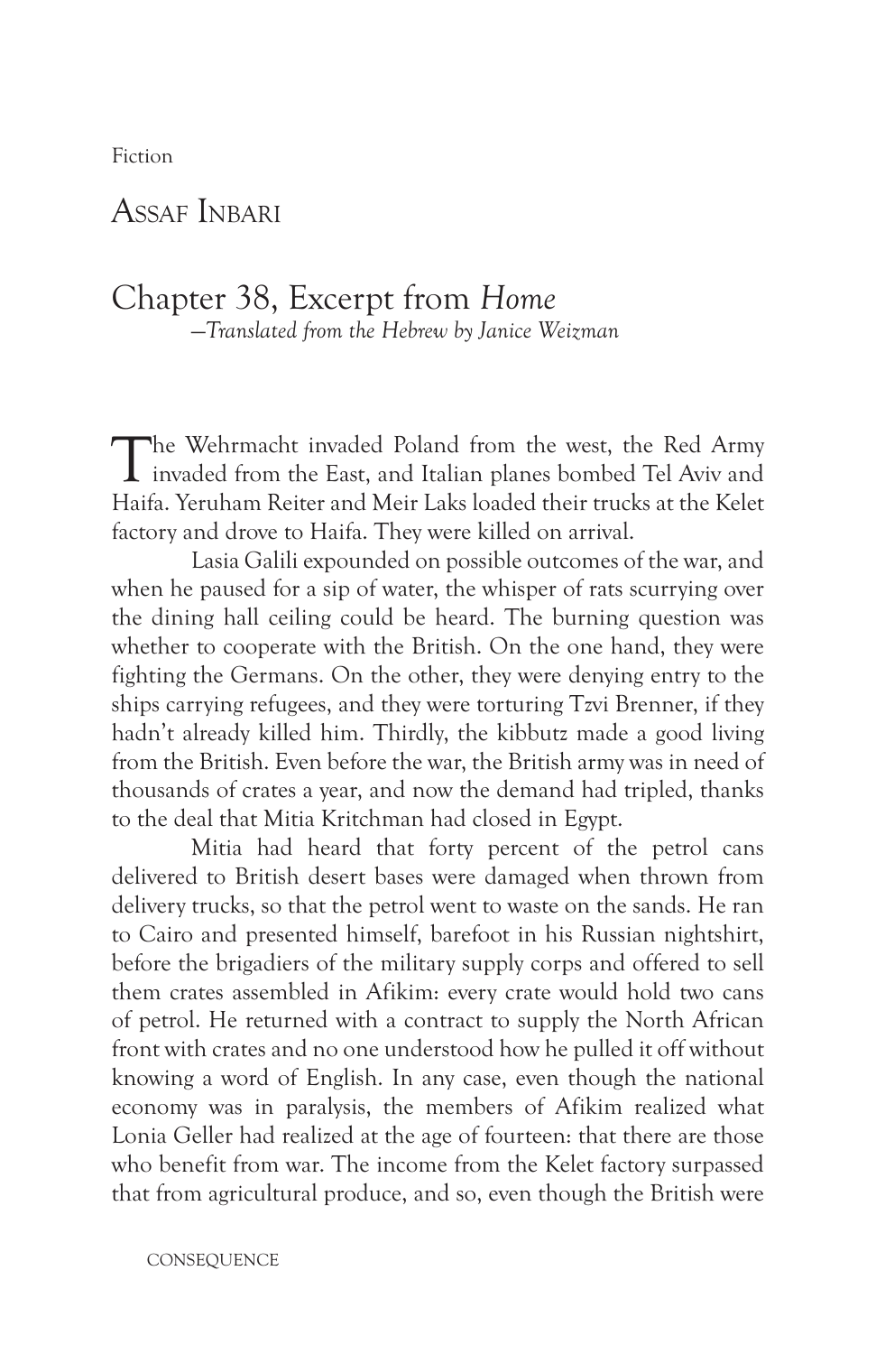Fiction

## Assaf Inbari

# Chapter 38, Excerpt from *Home*

*—Translated from the Hebrew by Janice Weizman*

The Wehrmacht invaded Poland from the west, the Red Army invaded from the East, and Italian planes bombed Tel Aviv and Haifa. Yeruham Reiter and Meir Laks loaded their trucks at the Kelet factory and drove to Haifa. They were killed on arrival.

Lasia Galili expounded on possible outcomes of the war, and when he paused for a sip of water, the whisper of rats scurrying over the dining hall ceiling could be heard. The burning question was whether to cooperate with the British. On the one hand, they were fighting the Germans. On the other, they were denying entry to the ships carrying refugees, and they were torturing Tzvi Brenner, if they hadn't already killed him. Thirdly, the kibbutz made a good living from the British. Even before the war, the British army was in need of thousands of crates a year, and now the demand had tripled, thanks to the deal that Mitia Kritchman had closed in Egypt.

Mitia had heard that forty percent of the petrol cans delivered to British desert bases were damaged when thrown from delivery trucks, so that the petrol went to waste on the sands. He ran to Cairo and presented himself, barefoot in his Russian nightshirt, before the brigadiers of the military supply corps and offered to sell them crates assembled in Afikim: every crate would hold two cans of petrol. He returned with a contract to supply the North African front with crates and no one understood how he pulled it off without knowing a word of English. In any case, even though the national economy was in paralysis, the members of Afikim realized what Lonia Geller had realized at the age of fourteen: that there are those who benefit from war. The income from the Kelet factory surpassed that from agricultural produce, and so, even though the British were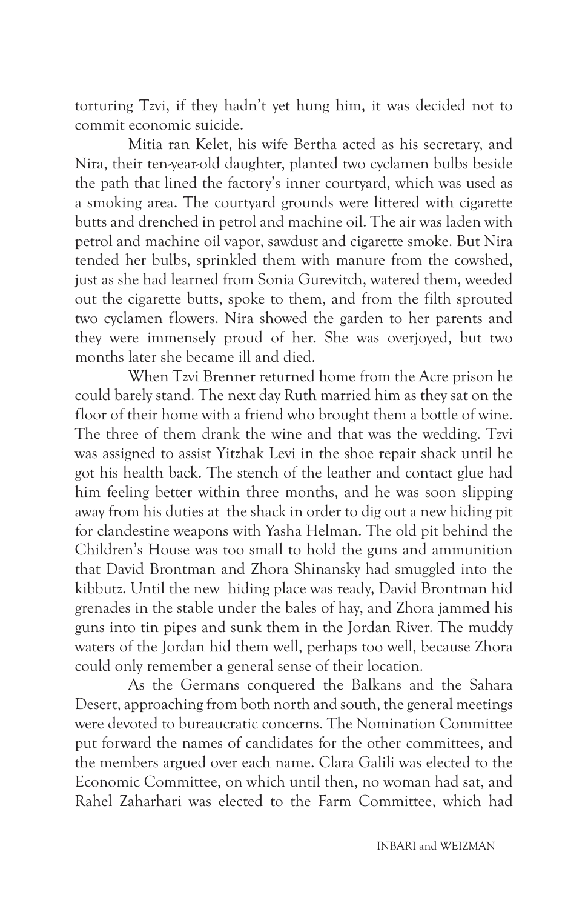torturing Tzvi, if they hadn't yet hung him, it was decided not to commit economic suicide.

Mitia ran Kelet, his wife Bertha acted as his secretary, and Nira, their ten-year-old daughter, planted two cyclamen bulbs beside the path that lined the factory's inner courtyard, which was used as a smoking area. The courtyard grounds were littered with cigarette butts and drenched in petrol and machine oil. The air was laden with petrol and machine oil vapor, sawdust and cigarette smoke. But Nira tended her bulbs, sprinkled them with manure from the cowshed, just as she had learned from Sonia Gurevitch, watered them, weeded out the cigarette butts, spoke to them, and from the filth sprouted two cyclamen flowers. Nira showed the garden to her parents and they were immensely proud of her. She was overjoyed, but two months later she became ill and died.

When Tzvi Brenner returned home from the Acre prison he could barely stand. The next day Ruth married him as they sat on the floor of their home with a friend who brought them a bottle of wine. The three of them drank the wine and that was the wedding. Tzvi was assigned to assist Yitzhak Levi in the shoe repair shack until he got his health back. The stench of the leather and contact glue had him feeling better within three months, and he was soon slipping away from his duties at the shack in order to dig out a new hiding pit for clandestine weapons with Yasha Helman. The old pit behind the Children's House was too small to hold the guns and ammunition that David Brontman and Zhora Shinansky had smuggled into the kibbutz. Until the new hiding place was ready, David Brontman hid grenades in the stable under the bales of hay, and Zhora jammed his guns into tin pipes and sunk them in the Jordan River. The muddy waters of the Jordan hid them well, perhaps too well, because Zhora could only remember a general sense of their location.

As the Germans conquered the Balkans and the Sahara Desert, approaching from both north and south, the general meetings were devoted to bureaucratic concerns. The Nomination Committee put forward the names of candidates for the other committees, and the members argued over each name. Clara Galili was elected to the Economic Committee, on which until then, no woman had sat, and Rahel Zaharhari was elected to the Farm Committee, which had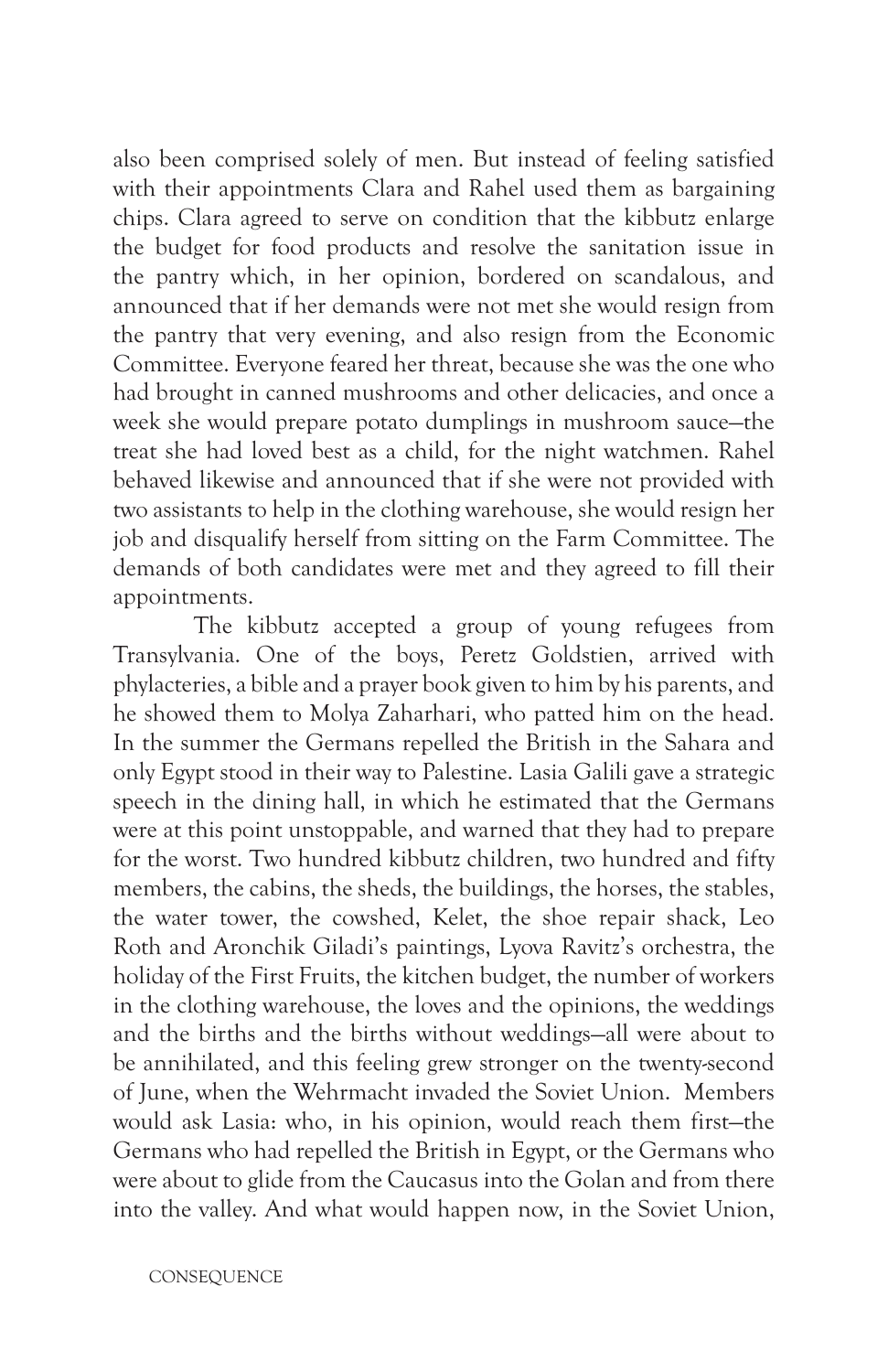also been comprised solely of men. But instead of feeling satisfied with their appointments Clara and Rahel used them as bargaining chips. Clara agreed to serve on condition that the kibbutz enlarge the budget for food products and resolve the sanitation issue in the pantry which, in her opinion, bordered on scandalous, and announced that if her demands were not met she would resign from the pantry that very evening, and also resign from the Economic Committee. Everyone feared her threat, because she was the one who had brought in canned mushrooms and other delicacies, and once a week she would prepare potato dumplings in mushroom sauce—the treat she had loved best as a child, for the night watchmen. Rahel behaved likewise and announced that if she were not provided with two assistants to help in the clothing warehouse, she would resign her job and disqualify herself from sitting on the Farm Committee. The demands of both candidates were met and they agreed to fill their appointments.

The kibbutz accepted a group of young refugees from Transylvania. One of the boys, Peretz Goldstien, arrived with phylacteries, a bible and a prayer book given to him by his parents, and he showed them to Molya Zaharhari, who patted him on the head. In the summer the Germans repelled the British in the Sahara and only Egypt stood in their way to Palestine. Lasia Galili gave a strategic speech in the dining hall, in which he estimated that the Germans were at this point unstoppable, and warned that they had to prepare for the worst. Two hundred kibbutz children, two hundred and fifty members, the cabins, the sheds, the buildings, the horses, the stables, the water tower, the cowshed, Kelet, the shoe repair shack, Leo Roth and Aronchik Giladi's paintings, Lyova Ravitz's orchestra, the holiday of the First Fruits, the kitchen budget, the number of workers in the clothing warehouse, the loves and the opinions, the weddings and the births and the births without weddings—all were about to be annihilated, and this feeling grew stronger on the twenty-second of June, when the Wehrmacht invaded the Soviet Union. Members would ask Lasia: who, in his opinion, would reach them first—the Germans who had repelled the British in Egypt, or the Germans who were about to glide from the Caucasus into the Golan and from there into the valley. And what would happen now, in the Soviet Union,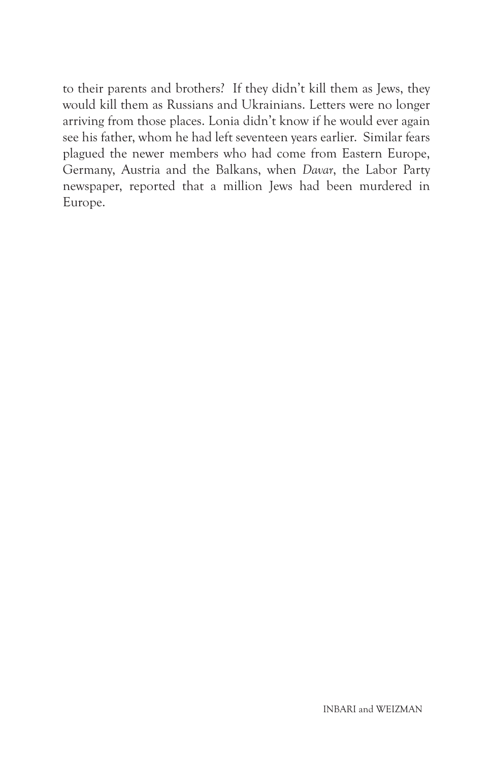to their parents and brothers? If they didn't kill them as Jews, they would kill them as Russians and Ukrainians. Letters were no longer arriving from those places. Lonia didn't know if he would ever again see his father, whom he had left seventeen years earlier. Similar fears plagued the newer members who had come from Eastern Europe, Germany, Austria and the Balkans, when *Davar*, the Labor Party newspaper, reported that a million Jews had been murdered in Europe.